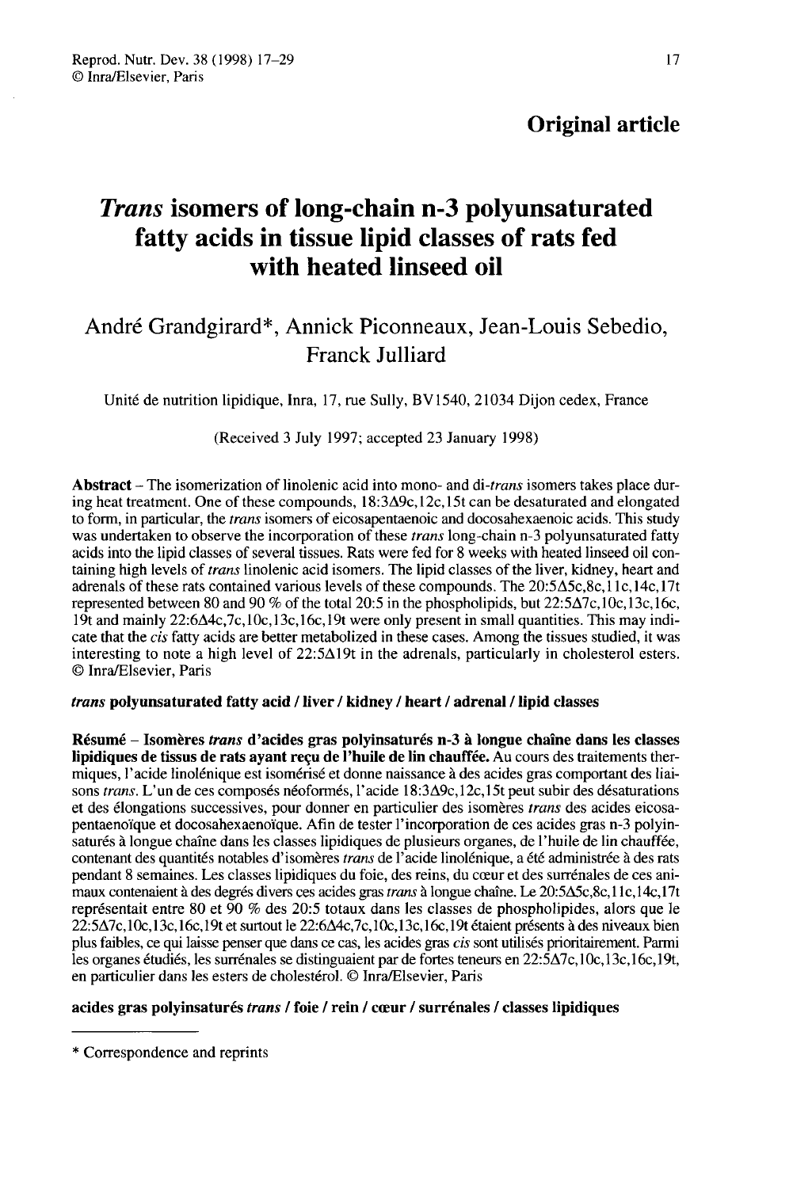**Original article**

# *Trans* isomers of long-chain n-3 polyunsaturated fatty acids in tissue lipid classes of rats fed with heated linseed oil

André Grandgirard*, Annick Piconneaux, Jean-Louis Sebedio, Franck Julliard

Unité de nutrition lipidique, Inra, 17, rue Sully, BV1540, 21034 Dijon cedex, France

(Received 3 July 1997; accepted 23 January 1998)

**Abstract** – The isomerization of linolenic acid into mono- and di-*trans* isomers takes place during heat treatment. One of these compounds, 18:3Δ9c,12c,15t can be desaturated and elongated to form, in particular, the *trans* isomers of eicosapentaenoic and docosahexaenoic acids. This study was undertaken to observe the incorporation of these *trans* long-chain n-3 polyunsaturated fatty acids into the lipid classes of several tissues. Rats were fed for 8 weeks with heated linseed oil containing high levels of *trans* linolenic acid isomers. The lipid classes of the liver, kidney, heart and adrenals of these rats contained various levels of these compounds. The 20:5Δ5c,8c,11c,14c,17t represented between 80 and 90 % of the total 20:5 in the phospholipids, but 22:5Δ7c,10c,13c,16c,19t and mainly 22:6Δ4c,7c,10c,13c,16c,19t were only present in small quantities. This may indicate that the *cis* fatty acids are better metabolized in these cases. Among the tissues studied, it was interesting to note a high level of 22:5Δ19t in the adrenals, particularly in cholesterol esters. © Inra/Elsevier, Paris

***trans* polyunsaturated fatty acid / liver / kidney / heart / adrenal / lipid classes**

**Résumé** – **Isomères *trans* d'acides gras polyinsaturés n-3 à longue chaîne dans les classes lipidiques de tissus de rats ayant reçu de l'huile de lin chauffée.** Au cours des traitements thermiques, l'acide linolénique est isomérisé et donne naissance à des acides gras comportant des liaisons *trans*. L'un de ces composés néoformés, l'acide 18:3Δ9c,12c,15t peut subir des désaturations et des élongations successives, pour donner en particulier des isomères *trans* des acides eicosapentaenoïque et docosahexaenoïque. Afin de tester l'incorporation de ces acides gras n-3 polyinsaturés à longue chaîne dans les classes lipidiques de plusieurs organes, de l'huile de lin chauffée, contenant des quantités notables d'isomères *trans* de l'acide linolénique, a été administrée à des rats pendant 8 semaines. Les classes lipidiques du foie, des reins, du cœur et des surrénales de ces animaux contenaient à des degrés divers ces acides gras *trans* à longue chaîne. Le 20:5Δ5c,8c,11c,14c,17t représentait entre 80 et 90 % des 20:5 totaux dans les classes de phospholipides, alors que le 22:5Δ7c,10c,13c,16c,19t et surtout le 22:6Δ4c,7c,10c,13c,16c,19t étaient présents à des niveaux bien plus faibles, ce qui laisse penser que dans ce cas, les acides gras *cis* sont utilisés prioritairement. Parmi les organes étudiés, les surrénales se distinguaient par de fortes teneurs en 22:5Δ7c,10c,13c,16c,19t, en particulier dans les esters de cholestérol. © Inra/Elsevier, Paris

**acides gras polyinsaturés *trans* / foie / rein / cœur / surrénales / classes lipidiques**

* Correspondence and reprints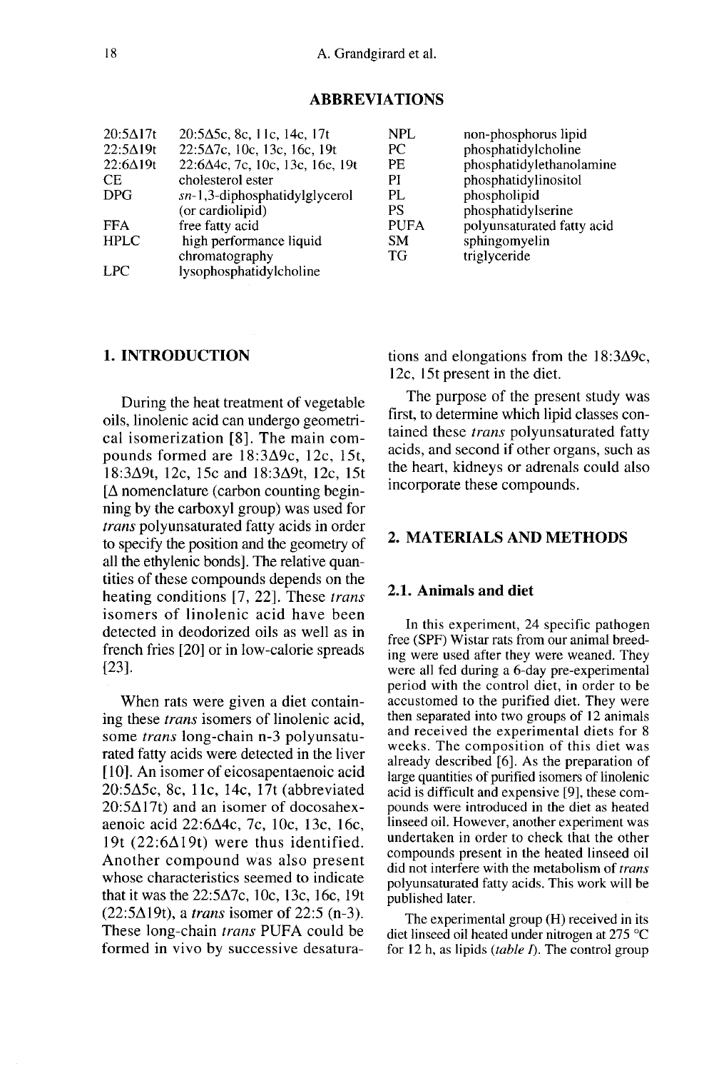## ABBREVIATIONS

| | | | |
|---|---|---|---|
| 20:5Δ17t | 20:5Δ5c, 8c, 11c, 14c, 17t | NPL | non-phosphorus lipid |
| 22:5Δ19t | 22:5Δ7c, 10c, 13c, 16c, 19t | PC | phosphatidylcholine |
| 22:6Δ19t | 22:6Δ4c, 7c, 10c, 13c, 16c, 19t | PE | phosphatidylethanolamine |
| CE | cholesterol ester | PI | phosphatidylinositol |
| DPG | *sn*-1,3-diphosphatidylglycerol (or cardiolipid) | PL | phospholipid |
| FFA | free fatty acid | PS | phosphatidylserine |
| HPLC | high performance liquid chromatography | PUFA | polyunsaturated fatty acid |
| LPC | lysophosphatidylcholine | SM | sphingomyelin |
| | | TG | triglyceride |

## 1. INTRODUCTION

During the heat treatment of vegetable oils, linolenic acid can undergo geometrical isomerization [8]. The main compounds formed are 18:3Δ9c, 12c, 15t, 18:3Δ9t, 12c, 15c and 18:3Δ9t, 12c, 15t [Δ nomenclature (carbon counting beginning by the carboxyl group) was used for *trans* polyunsaturated fatty acids in order to specify the position and the geometry of all the ethylenic bonds]. The relative quantities of these compounds depends on the heating conditions [7, 22]. These *trans* isomers of linolenic acid have been detected in deodorized oils as well as in french fries [20] or in low-calorie spreads [23].

When rats were given a diet containing these *trans* isomers of linolenic acid, some *trans* long-chain n-3 polyunsaturated fatty acids were detected in the liver [10]. An isomer of eicosapentaenoic acid 20:5Δ5c, 8c, 11c, 14c, 17t (abbreviated 20:5Δ17t) and an isomer of docosahexaenoic acid 22:6Δ4c, 7c, 10c, 13c, 16c, 19t (22:6Δ19t) were thus identified. Another compound was also present whose characteristics seemed to indicate that it was the 22:5Δ7c, 10c, 13c, 16c, 19t (22:5Δ19t), a *trans* isomer of 22:5 (n-3). These long-chain *trans* PUFA could be formed in vivo by successive desaturations and elongations from the 18:3Δ9c, 12c, 15t present in the diet.

The purpose of the present study was first, to determine which lipid classes contained these *trans* polyunsaturated fatty acids, and second if other organs, such as the heart, kidneys or adrenals could also incorporate these compounds.

## 2. MATERIALS AND METHODS

### 2.1. Animals and diet

In this experiment, 24 specific pathogen free (SPF) Wistar rats from our animal breeding were used after they were weaned. They were all fed during a 6-day pre-experimental period with the control diet, in order to be accustomed to the purified diet. They were then separated into two groups of 12 animals and received the experimental diets for 8 weeks. The composition of this diet was already described [6]. As the preparation of large quantities of purified isomers of linolenic acid is difficult and expensive [9], these compounds were introduced in the diet as heated linseed oil. However, another experiment was undertaken in order to check that the other compounds present in the heated linseed oil did not interfere with the metabolism of *trans* polyunsaturated fatty acids. This work will be published later.

The experimental group (H) received in its diet linseed oil heated under nitrogen at 275 °C for 12 h, as lipids (*table I*). The control group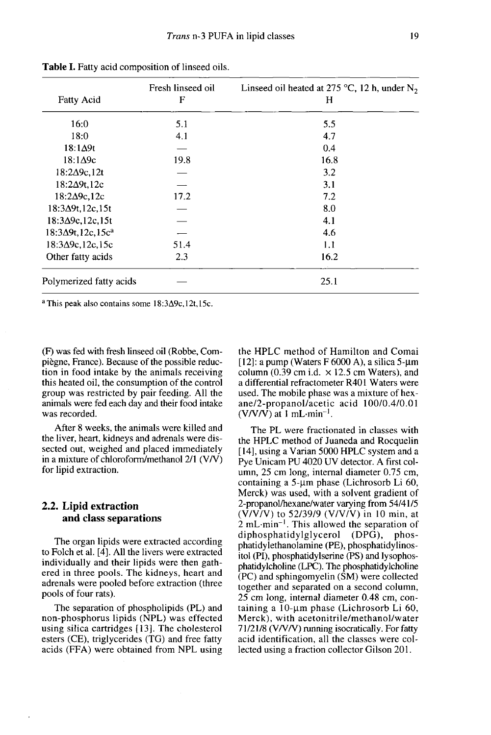**Table I.** Fatty acid composition of linseed oils.

| Fatty Acid | Fresh linseed oil F | Linseed oil heated at 275 °C, 12 h, under $N_2$ H |
|---|---|---|
| 16:0 | 5.1 | 5.5 |
| 18:0 | 4.1 | 4.7 |
| 18:1Δ9t | — | 0.4 |
| 18:1Δ9c | 19.8 | 16.8 |
| 18:2Δ9c,12t | — | 3.2 |
| 18:2Δ9t,12c | — | 3.1 |
| 18:2Δ9c,12c | 17.2 | 7.2 |
| 18:3Δ9t,12c,15t | — | 8.0 |
| 18:3Δ9c,12c,15t | — | 4.1 |
| 18:3Δ9t,12c,15c[a] | — | 4.6 |
| 18:3Δ9c,12c,15c | 51.4 | 1.1 |
| Other fatty acids | 2.3 | 16.2 |
| Polymerized fatty acids | — | 25.1 |

[a] This peak also contains some 18:3Δ9c,12t,15c.

(F) was fed with fresh linseed oil (Robbe, Compiègne, France). Because of the possible reduction in food intake by the animals receiving this heated oil, the consumption of the control group was restricted by pair feeding. All the animals were fed each day and their food intake was recorded.

After 8 weeks, the animals were killed and the liver, heart, kidneys and adrenals were dissected out, weighed and placed immediately in a mixture of chloroform/methanol 2/1 (V/V) for lipid extraction.

## 2.2. Lipid extraction and class separations

The organ lipids were extracted according to Folch et al. [4]. All the livers were extracted individually and their lipids were then gathered in three pools. The kidneys, heart and adrenals were pooled before extraction (three pools of four rats).

The separation of phospholipids (PL) and non-phosphorus lipids (NPL) was effected using silica cartridges [13]. The cholesterol esters (CE), triglycerides (TG) and free fatty acids (FFA) were obtained from NPL using the HPLC method of Hamilton and Comai [12]: a pump (Waters F 6000 A), a silica 5-µm column (0.39 cm i.d. × 12.5 cm Waters), and a differential refractometer R401 Waters were used. The mobile phase was a mixture of hexane/2-propanol/acetic acid 100/0.4/0.01 (V/V/V) at 1 mL·min$^{-1}$.

The PL were fractionated in classes with the HPLC method of Juaneda and Rocquelin [14], using a Varian 5000 HPLC system and a Pye Unicam PU 4020 UV detector. A first column, 25 cm long, internal diameter 0.75 cm, containing a 5-µm phase (Lichrosorb Li 60, Merck) was used, with a solvent gradient of 2-propanol/hexane/water varying from 54/41/5 (V/V/V) to 52/39/9 (V/V/V) in 10 min, at 2 mL·min$^{-1}$. This allowed the separation of diphosphatidylglycerol (DPG), phosphatidylethanolamine (PE), phosphatidylinositol (PI), phosphatidylserine (PS) and lysophosphatidylcholine (LPC). The phosphatidylcholine (PC) and sphingomyelin (SM) were collected together and separated on a second column, 25 cm long, internal diameter 0.48 cm, containing a 10-µm phase (Lichrosorb Li 60, Merck), with acetonitrile/methanol/water 71/21/8 (V/V/V) running isocratically. For fatty acid identification, all the classes were collected using a fraction collector Gilson 201.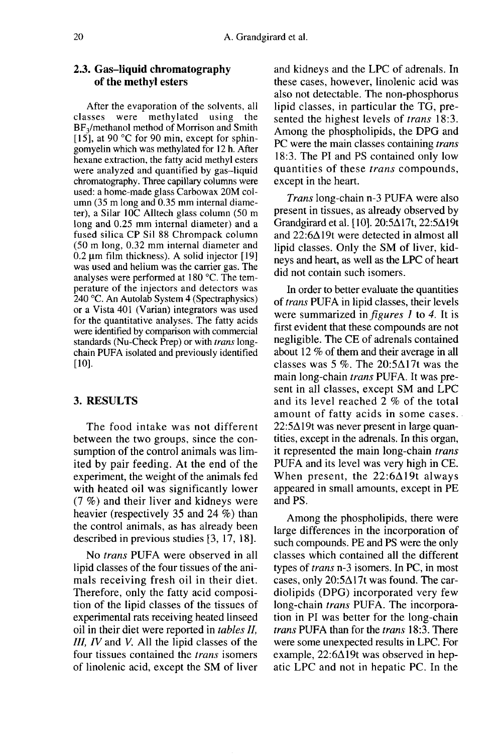### 2.3. Gas–liquid chromatography of the methyl esters

After the evaporation of the solvents, all classes were methylated using the $BF_3$/methanol method of Morrison and Smith [15], at 90 °C for 90 min, except for sphingomyelin which was methylated for 12 h. After hexane extraction, the fatty acid methyl esters were analyzed and quantified by gas–liquid chromatography. Three capillary columns were used: a home-made glass Carbowax 20M column (35 m long and 0.35 mm internal diameter), a Silar 10C Alltech glass column (50 m long and 0.25 mm internal diameter) and a fused silica CP Sil 88 Chrompack column (50 m long, 0.32 mm internal diameter and 0.2 µm film thickness). A solid injector [19] was used and helium was the carrier gas. The analyses were performed at 180 °C. The temperature of the injectors and detectors was 240 °C. An Autolab System 4 (Spectraphysics) or a Vista 401 (Varian) integrators was used for the quantitative analyses. The fatty acids were identified by comparison with commercial standards (Nu-Check Prep) or with *trans* long-chain PUFA isolated and previously identified [10].

## 3. RESULTS

The food intake was not different between the two groups, since the consumption of the control animals was limited by pair feeding. At the end of the experiment, the weight of the animals fed with heated oil was significantly lower (7 %) and their liver and kidneys were heavier (respectively 35 and 24 %) than the control animals, as has already been described in previous studies [3, 17, 18].

No *trans* PUFA were observed in all lipid classes of the four tissues of the animals receiving fresh oil in their diet. Therefore, only the fatty acid composition of the lipid classes of the tissues of experimental rats receiving heated linseed oil in their diet were reported in *tables II, III, IV* and *V*. All the lipid classes of the four tissues contained the *trans* isomers of linolenic acid, except the SM of liver and kidneys and the LPC of adrenals. In these cases, however, linolenic acid was also not detectable. The non-phosphorus lipid classes, in particular the TG, presented the highest levels of *trans* 18:3. Among the phospholipids, the DPG and PC were the main classes containing *trans* 18:3. The PI and PS contained only low quantities of these *trans* compounds, except in the heart.

*Trans* long-chain n-3 PUFA were also present in tissues, as already observed by Grandgirard et al. [10]. 20:5Δ17t, 22:5Δ19t and 22:6Δ19t were detected in almost all lipid classes. Only the SM of liver, kidneys and heart, as well as the LPC of heart did not contain such isomers.

In order to better evaluate the quantities of *trans* PUFA in lipid classes, their levels were summarized in *figures 1* to *4*. It is first evident that these compounds are not negligible. The CE of adrenals contained about 12 % of them and their average in all classes was 5 %. The 20:5Δ17t was the main long-chain *trans* PUFA. It was present in all classes, except SM and LPC and its level reached 2 % of the total amount of fatty acids in some cases. 22:5Δ19t was never present in large quantities, except in the adrenals. In this organ, it represented the main long-chain *trans* PUFA and its level was very high in CE. When present, the 22:6Δ19t always appeared in small amounts, except in PE and PS.

Among the phospholipids, there were large differences in the incorporation of such compounds. PE and PS were the only classes which contained all the different types of *trans* n-3 isomers. In PC, in most cases, only 20:5Δ17t was found. The cardiolipids (DPG) incorporated very few long-chain *trans* PUFA. The incorporation in PI was better for the long-chain *trans* PUFA than for the *trans* 18:3. There were some unexpected results in LPC. For example, 22:6Δ19t was observed in hepatic LPC and not in hepatic PC. In the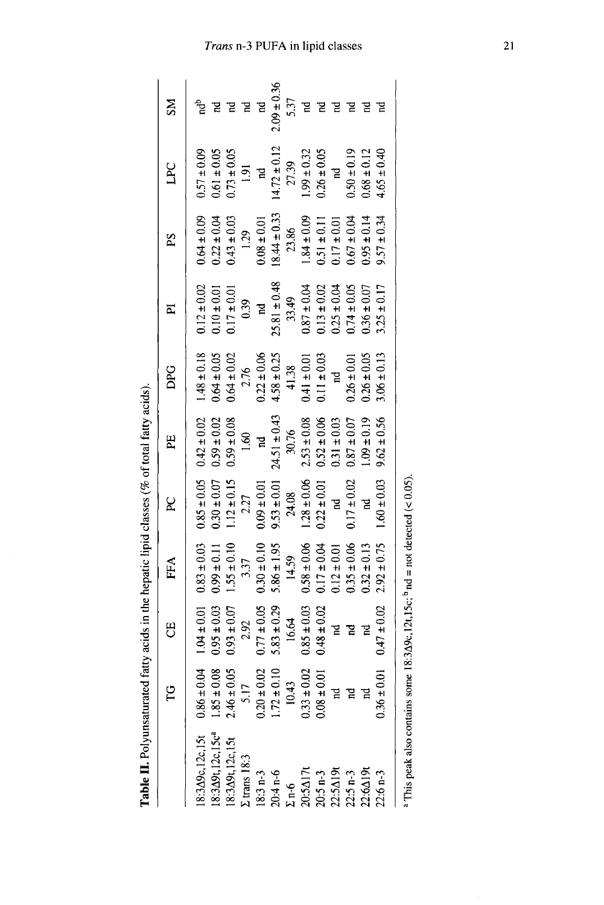**Table II.** Polyunsaturated fatty acids in the hepatic lipid classes (% of total fatty acids).

| | TG | CE | FFA | PC | PE | DPG | PI | PS | LPC | SM |
|---|---|---|---|---|---|---|---|---|---|---|
| 18:3Δ9c,12c,15t | 0.86 ± 0.04 | 1.04 ± 0.01 | 0.83 ± 0.03 | 0.85 ± 0.05 | 0.42 ± 0.02 | 1.48 ± 0.18 | 0.12 ± 0.02 | 0.64 ± 0.09 | 0.57 ± 0.09 | nd[b] |
| 18:3Δ9t,12c,15c[a] | 1.85 ± 0.08 | 0.95 ± 0.03 | 0.99 ± 0.11 | 0.30 ± 0.07 | 0.59 ± 0.02 | 0.64 ± 0.05 | 0.10 ± 0.01 | 0.22 ± 0.04 | 0.61 ± 0.05 | nd |
| 18:3Δ9t,12c,15t | 2.46 ± 0.05 | 0.93 ± 0.07 | 1.55 ± 0.10 | 1.12 ± 0.15 | 0.59 ± 0.08 | 0.64 ± 0.02 | 0.17 ± 0.01 | 0.43 ± 0.03 | 0.73 ± 0.05 | nd |
| Σ trans 18:3 | 5.17 | 2.92 | 3.37 | 2.27 | 1.60 | 2.76 | 0.39 | 1.29 | 1.91 | nd |
| 18:3 n-3 | 0.20 ± 0.02 | 0.77 ± 0.05 | 0.30 ± 0.10 | 0.09 ± 0.01 | nd | 0.22 ± 0.06 | nd | 0.08 ± 0.01 | nd | nd |
| 20:4 n-6 | 1.72 ± 0.10 | 5.83 ± 0.29 | 5.86 ± 1.95 | 9.53 ± 0.01 | 24.51 ± 0.43 | 4.58 ± 0.25 | 25.81 ± 0.48 | 18.44 ± 0.33 | 14.72 ± 0.12 | 2.09 ± 0.36 |
| Σ n-6 | 10.43 | 16.64 | 14.59 | 24.08 | 30.76 | 41.38 | 33.49 | 23.86 | 27.39 | 5.37 |
| 20:5Δ17t | 0.33 ± 0.02 | 0.85 ± 0.03 | 0.58 ± 0.06 | 1.28 ± 0.06 | 2.53 ± 0.08 | 0.41 ± 0.01 | 0.87 ± 0.04 | 1.84 ± 0.09 | 1.99 ± 0.32 | nd |
| 20:5 n-3 | 0.08 ± 0.01 | 0.48 ± 0.02 | 0.17 ± 0.04 | 0.22 ± 0.01 | 0.52 ± 0.06 | 0.11 ± 0.03 | 0.13 ± 0.02 | 0.51 ± 0.11 | 0.26 ± 0.05 | nd |
| 22:5Δ19t | nd | nd | 0.12 ± 0.01 | nd | 0.31 ± 0.03 | nd | 0.25 ± 0.04 | 0.17 ± 0.01 | nd | nd |
| 22:5 n-3 | nd | nd | 0.35 ± 0.06 | 0.17 ± 0.02 | 0.87 ± 0.07 | 0.26 ± 0.01 | 0.74 ± 0.05 | 0.67 ± 0.04 | 0.50 ± 0.19 | nd |
| 22:6Δ19t | nd | nd | 0.32 ± 0.13 | nd | 1.09 ± 0.19 | 0.26 ± 0.05 | 0.36 ± 0.07 | 0.95 ± 0.14 | 0.68 ± 0.12 | nd |
| 22:6 n-3 | 0.36 ± 0.01 | 0.47 ± 0.02 | 2.92 ± 0.75 | 1.60 ± 0.03 | 9.62 ± 0.56 | 3.06 ± 0.13 | 3.25 ± 0.17 | 9.57 ± 0.34 | 4.65 ± 0.40 | nd |

[a] This peak also contains some 18:3Δ9c,12t,15c; [b] nd = not detected (< 0.05).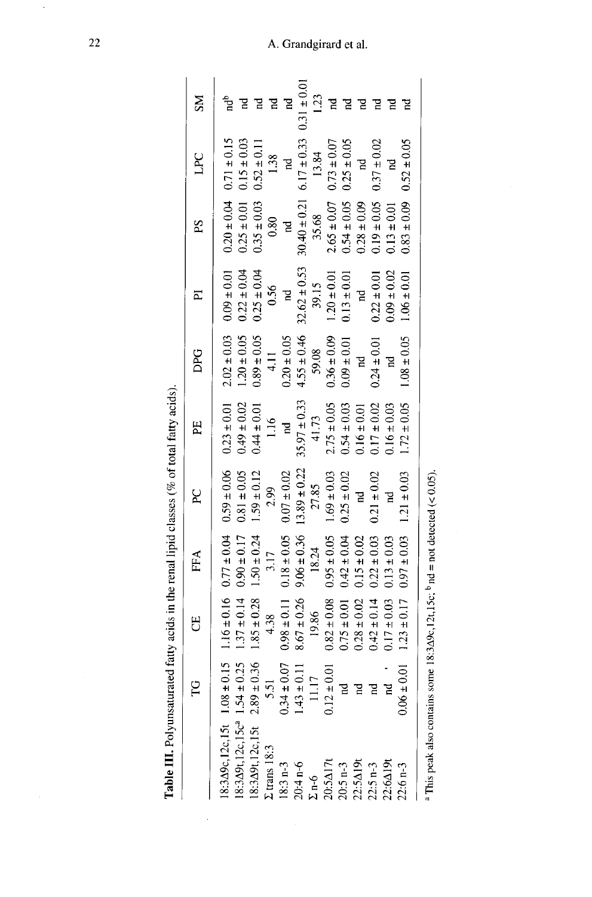**Table III.** Polyunsaturated fatty acids in the renal lipid classes (% of total fatty acids).

| | TG | CE | FFA | PC | PE | DPG | PI | PS | LPC | SM |
|---|---|---|---|---|---|---|---|---|---|---|
| 18:3Δ9c,12c,15t | 1.08 ± 0.15 | 1.16 ± 0.16 | 0.77 ± 0.04 | 0.59 ± 0.06 | 0.23 ± 0.01 | 2.02 ± 0.03 | 0.09 ± 0.01 | 0.20 ± 0.04 | 0.71 ± 0.15 | nd[b] |
| 18:3Δ9t,12c,15c[a] | 1.54 ± 0.25 | 1.37 ± 0.14 | 0.90 ± 0.17 | 0.81 ± 0.05 | 0.49 ± 0.02 | 1.20 ± 0.05 | 0.22 ± 0.04 | 0.25 ± 0.01 | 0.15 ± 0.03 | nd |
| 18:3Δ9t,12c,15t | 2.89 ± 0.36 | 1.85 ± 0.28 | 1.50 ± 0.24 | 1.59 ± 0.12 | 0.44 ± 0.01 | 0.89 ± 0.05 | 0.25 ± 0.04 | 0.35 ± 0.03 | 0.52 ± 0.11 | nd |
| Σ trans 18:3 | 5.51 | 4.38 | 3.17 | 2.99 | 1.16 | 4.11 | 0.56 | 0.80 | 1.38 | nd |
| 18:3 n-3 | 0.34 ± 0.07 | 0.98 ± 0.11 | 0.18 ± 0.05 | 0.07 ± 0.02 | nd | 0.20 ± 0.05 | nd | nd | nd | nd |
| 20:4 n-6 | 1.43 ± 0.11 | 8.67 ± 0.26 | 9.06 ± 0.36 | 13.89 ± 0.22 | 35.97 ± 0.33 | 4.55 ± 0.46 | 32.62 ± 0.53 | 30.40 ± 0.21 | 6.17 ± 0.33 | 0.31 ± 0.01 |
| Σ n-6 | 11.17 | 19.86 | 18.24 | 27.85 | 41.73 | 59.08 | 39.15 | 35.68 | 13.84 | 1.23 |
| 20:5Δ17t | 0.12 ± 0.01 | 0.82 ± 0.08 | 0.95 ± 0.05 | 1.69 ± 0.03 | 2.75 ± 0.05 | 0.36 ± 0.09 | 1.20 ± 0.01 | 2.65 ± 0.07 | 0.73 ± 0.07 | nd |
| 20:5 n-3 | nd | 0.75 ± 0.01 | 0.42 ± 0.04 | 0.25 ± 0.02 | 0.54 ± 0.03 | 0.09 ± 0.01 | 0.13 ± 0.01 | 0.54 ± 0.05 | 0.25 ± 0.05 | nd |
| 22:5Δ19t | nd | 0.28 ± 0.02 | 0.15 ± 0.02 | nd | 0.16 ± 0.01 | nd | nd | 0.28 ± 0.09 | nd | nd |
| 22:5 n-3 | nd | 0.42 ± 0.14 | 0.22 ± 0.03 | 0.21 ± 0.02 | 0.17 ± 0.02 | 0.24 ± 0.01 | 0.22 ± 0.01 | 0.19 ± 0.05 | 0.37 ± 0.02 | nd |
| 22:6Δ19t | nd | 0.17 ± 0.03 | 0.13 ± 0.03 | nd | 0.16 ± 0.03 | nd | 0.09 ± 0.02 | 0.13 ± 0.01 | nd | nd |
| 22:6 n-3 | 0.06 ± 0.01 | 1.23 ± 0.17 | 0.97 ± 0.03 | 1.21 ± 0.03 | 1.72 ± 0.05 | 1.08 ± 0.05 | 1.06 ± 0.01 | 0.83 ± 0.09 | 0.52 ± 0.05 | nd |

[a] This peak also contains some 18:3Δ9c,12t,15c; [b] nd = not detected (< 0.05).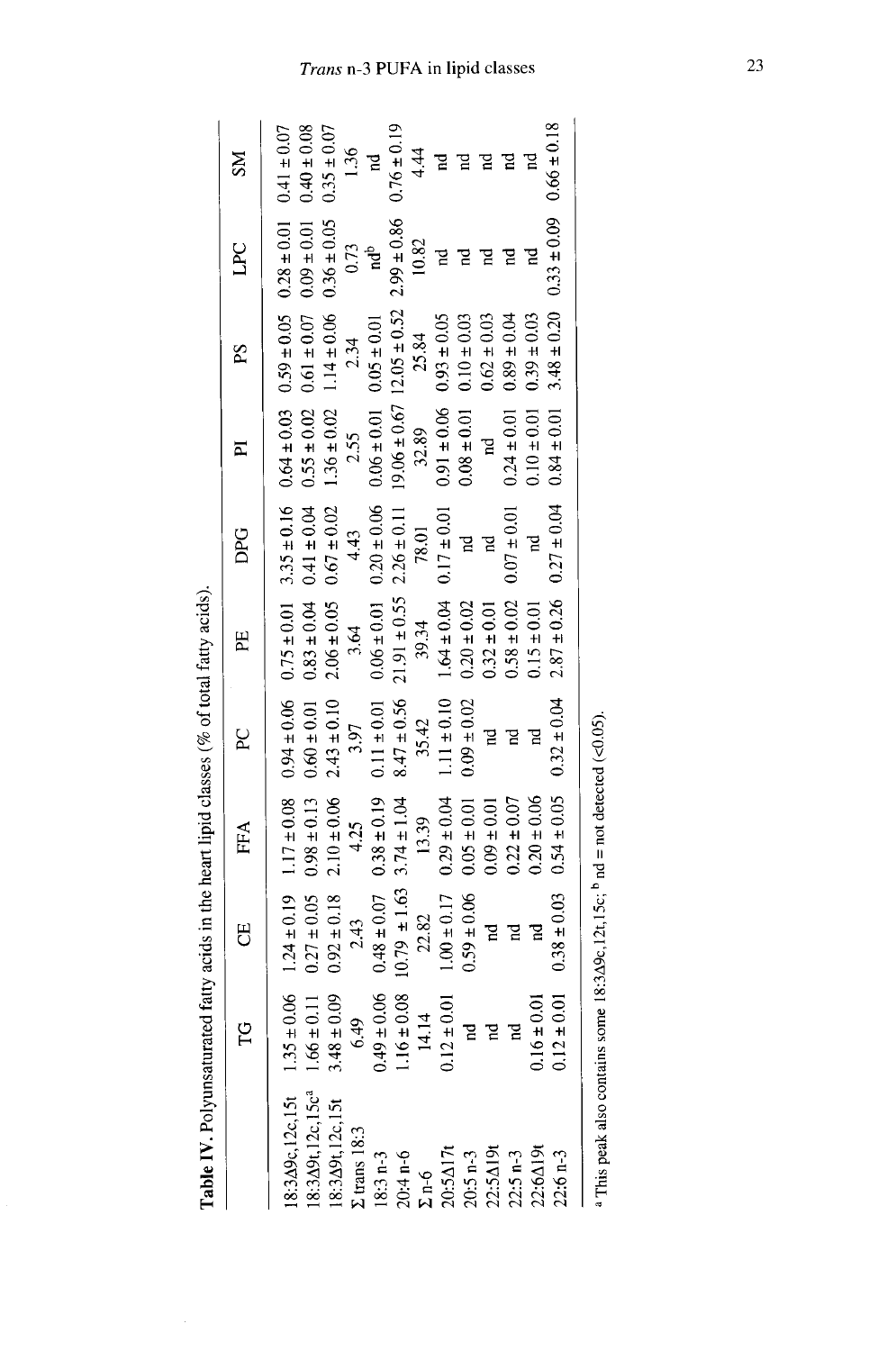**Table IV.** Polyunsaturated fatty acids in the heart lipid classes (% of total fatty acids).

| | TG | CE | FFA | PC | PE | DPG | PI | PS | LPC | SM |
|---|---|---|---|---|---|---|---|---|---|---|
| 18:3Δ9c,12c,15t | 1.35 ± 0.06 | 1.24 ± 0.19 | 1.17 ± 0.08 | 0.94 ± 0.06 | 0.75 ± 0.01 | 3.35 ± 0.16 | 0.64 ± 0.03 | 0.59 ± 0.05 | 0.28 ± 0.01 | 0.41 ± 0.07 |
| 18:3Δ9t,12c,15c[a] | 1.66 ± 0.11 | 0.27 ± 0.05 | 0.98 ± 0.13 | 0.60 ± 0.01 | 0.83 ± 0.04 | 0.41 ± 0.04 | 0.55 ± 0.02 | 0.61 ± 0.07 | 0.09 ± 0.01 | 0.40 ± 0.08 |
| 18:3Δ9t,12c,15t | 3.48 ± 0.09 | 0.92 ± 0.18 | 2.10 ± 0.06 | 2.43 ± 0.10 | 2.06 ± 0.05 | 0.67 ± 0.02 | 1.36 ± 0.02 | 1.14 ± 0.06 | 0.36 ± 0.05 | 0.35 ± 0.07 |
| Σ trans 18:3 | 6.49 | 2.43 | 4.25 | 3.97 | 3.64 | 4.43 | 2.55 | 2.34 | 0.73 | 1.36 |
| 18:3 n-3 | 0.49 ± 0.06 | 0.48 ± 0.07 | 0.38 ± 0.19 | 0.11 ± 0.01 | 0.06 ± 0.01 | 0.20 ± 0.06 | 0.06 ± 0.01 | 0.05 ± 0.01 | nd[b] | nd |
| 20:4 n-6 | 1.16 ± 0.08 | 10.79 ± 1.63 | 3.74 ± 1.04 | 8.47 ± 0.56 | 21.91 ± 0.55 | 2.26 ± 0.11 | 19.06 ± 0.67 | 12.05 ± 0.52 | 2.99 ± 0.86 | 0.76 ± 0.19 |
| Σ n-6 | 14.14 | 22.82 | 13.39 | 35.42 | 39.34 | 78.01 | 32.89 | 25.84 | 10.82 | 4.44 |
| 20:5Δ17t | 0.12 ± 0.01 | 1.00 ± 0.17 | 0.29 ± 0.04 | 1.11 ± 0.10 | 1.64 ± 0.04 | 0.17 ± 0.01 | 0.91 ± 0.06 | 0.93 ± 0.05 | nd | nd |
| 20:5 n-3 | nd | 0.59 ± 0.06 | 0.05 ± 0.01 | 0.09 ± 0.02 | 0.20 ± 0.02 | nd | 0.08 ± 0.01 | 0.10 ± 0.03 | nd | nd |
| 22:5Δ19t | nd | nd | 0.09 ± 0.01 | nd | 0.32 ± 0.01 | nd | nd | 0.62 ± 0.03 | nd | nd |
| 22:5 n-3 | nd | nd | 0.22 ± 0.07 | nd | 0.58 ± 0.02 | 0.07 ± 0.01 | 0.24 ± 0.01 | 0.89 ± 0.04 | nd | nd |
| 22:6Δ19t | 0.16 ± 0.01 | nd | 0.20 ± 0.06 | nd | 0.15 ± 0.01 | nd | 0.10 ± 0.01 | 0.39 ± 0.03 | nd | nd |
| 22:6 n-3 | 0.12 ± 0.01 | 0.38 ± 0.03 | 0.54 ± 0.05 | 0.32 ± 0.04 | 2.87 ± 0.26 | 0.27 ± 0.04 | 0.84 ± 0.01 | 3.48 ± 0.20 | 0.33 ± 0.09 | 0.66 ± 0.18 |

[a] This peak also contains some 18:3Δ9c,12t,15c; [b] nd = not detected (<0.05).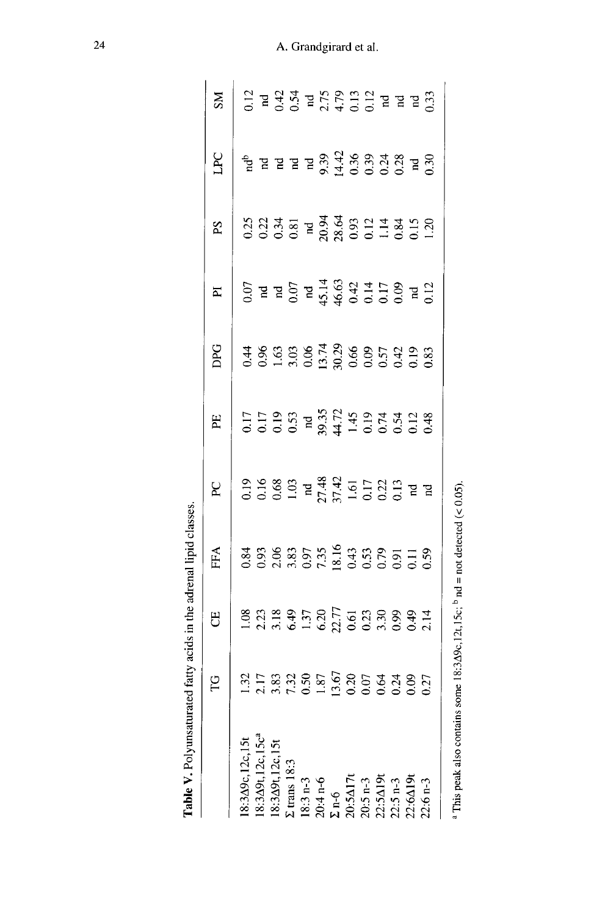**Table V.** Polyunsaturated fatty acids in the adrenal lipid classes.

| | TG | CE | FFA | PC | PE | DPG | PI | PS | LPC | SM |
|---|---|---|---|---|---|---|---|---|---|---|
| 18:3Δ9c,12c,15t | 1.32 | 1.08 | 0.84 | 0.19 | 0.17 | 0.44 | 0.07 | 0.25 | nd[b] | 0.12 |
| 18:3Δ9t,12c,15c[a] | 2.17 | 2.23 | 0.93 | 0.16 | 0.17 | 0.96 | nd | 0.22 | nd | nd |
| 18:3Δ9t,12c,15t | 3.83 | 3.18 | 2.06 | 0.68 | 0.19 | 1.63 | nd | 0.34 | nd | 0.42 |
| Σ trans 18:3 | 7.32 | 6.49 | 3.83 | 1.03 | 0.53 | 3.03 | 0.07 | 0.81 | nd | 0.54 |
| 18:3 n-3 | 0.50 | 1.37 | 0.97 | nd | nd | 0.06 | nd | nd | nd | nd |
| 20:4 n-6 | 1.87 | 6.20 | 7.35 | 27.48 | 39.35 | 13.74 | 45.14 | 20.94 | 9.39 | 2.75 |
| Σ n-6 | 13.67 | 22.77 | 18.16 | 37.42 | 44.72 | 30.29 | 46.63 | 28.64 | 14.42 | 4.79 |
| 20:5Δ17t | 0.20 | 0.61 | 0.43 | 1.61 | 1.45 | 0.66 | 0.42 | 0.93 | 0.36 | 0.13 |
| 20:5 n-3 | 0.07 | 0.23 | 0.53 | 0.17 | 0.19 | 0.09 | 0.14 | 0.12 | 0.39 | 0.12 |
| 22:5Δ19t | 0.64 | 3.30 | 0.79 | 0.22 | 0.74 | 0.57 | 0.17 | 1.14 | 0.24 | nd |
| 22:5 n-3 | 0.24 | 0.99 | 0.91 | 0.13 | 0.54 | 0.42 | 0.09 | 0.84 | 0.28 | nd |
| 22:6Δ19t | 0.09 | 0.49 | 0.11 | nd | 0.12 | 0.19 | nd | 0.15 | nd | nd |
| 22:6 n-3 | 0.27 | 2.14 | 0.59 | nd | 0.48 | 0.83 | 0.12 | 1.20 | 0.30 | 0.33 |

[a] This peak also contains some 18:3Δ9c,12t,15c; [b] nd = not detected (< 0.05).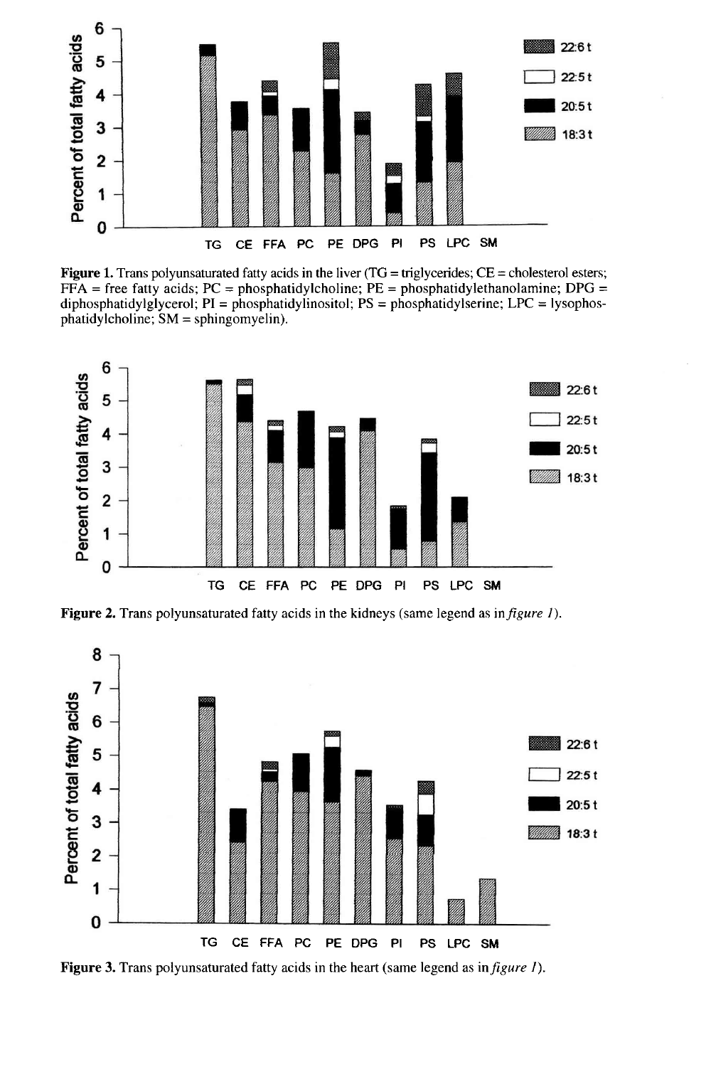**Figure 1.** Trans polyunsaturated fatty acids in the liver (TG = triglycerides; CE = cholesterol esters; FFA = free fatty acids; PC = phosphatidylcholine; PE = phosphatidylethanolamine; DPG = diphosphatidylglycerol; PI = phosphatidylinositol; PS = phosphatidylserine; LPC = lysophosphatidylcholine; SM = sphingomyelin).

**Figure 2.** Trans polyunsaturated fatty acids in the kidneys (same legend as in *figure 1*).

**Figure 3.** Trans polyunsaturated fatty acids in the heart (same legend as in *figure 1*).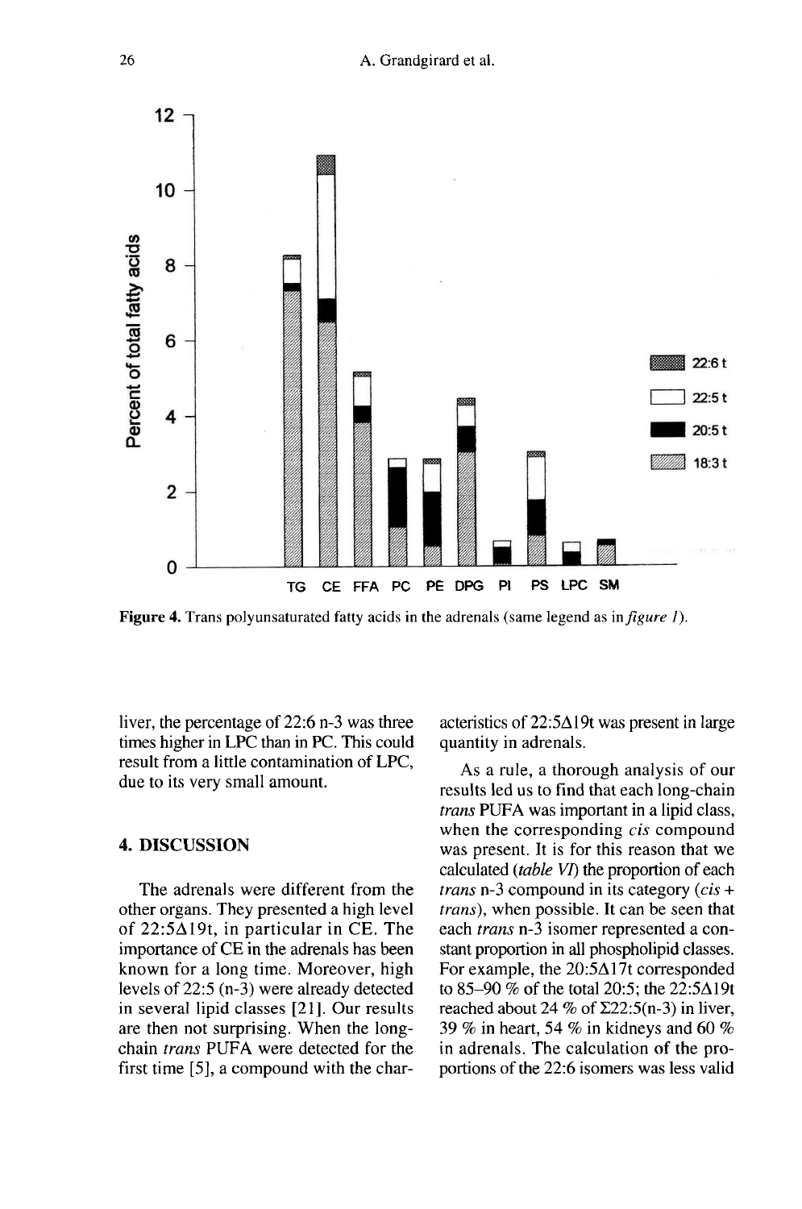Figure 4. Trans polyunsaturated fatty acids in the adrenals (same legend as in *figure 1*).

liver, the percentage of 22:6 n-3 was three times higher in LPC than in PC. This could result from a little contamination of LPC, due to its very small amount.

## 4. DISCUSSION

The adrenals were different from the other organs. They presented a high level of 22:5Δ19t, in particular in CE. The importance of CE in the adrenals has been known for a long time. Moreover, high levels of 22:5 (n-3) were already detected in several lipid classes [21]. Our results are then not surprising. When the long-chain *trans* PUFA were detected for the first time [5], a compound with the characteristics of 22:5Δ19t was present in large quantity in adrenals.

As a rule, a thorough analysis of our results led us to find that each long-chain *trans* PUFA was important in a lipid class, when the corresponding *cis* compound was present. It is for this reason that we calculated (*table VI*) the proportion of each *trans* n-3 compound in its category (*cis* + *trans*), when possible. It can be seen that each *trans* n-3 isomer represented a constant proportion in all phospholipid classes. For example, the 20:5Δ17t corresponded to 85–90 % of the total 20:5; the 22:5Δ19t reached about 24 % of Σ22:5(n-3) in liver, 39 % in heart, 54 % in kidneys and 60 % in adrenals. The calculation of the proportions of the 22:6 isomers was less valid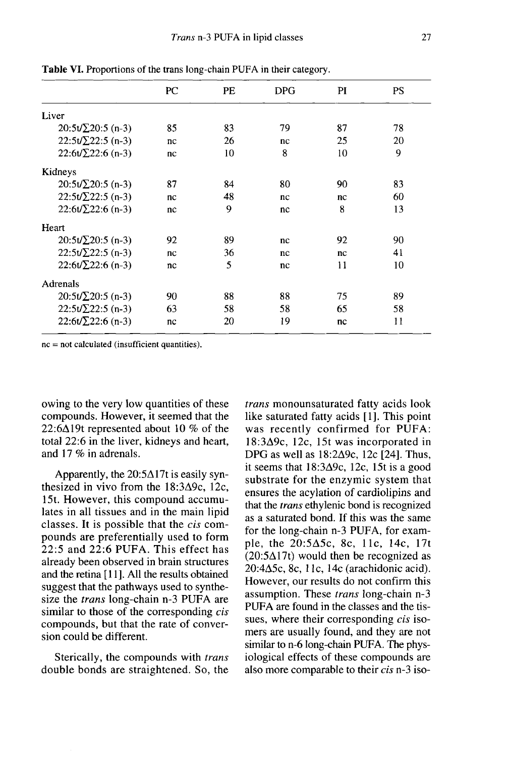**Table VI.** Proportions of the trans long-chain PUFA in their category.

| | PC | PE | DPG | PI | PS |
|---|---|---|---|---|---|
| Liver | | | | | |
| 20:5t/Σ20:5 (n-3) | 85 | 83 | 79 | 87 | 78 |
| 22:5t/Σ22:5 (n-3) | nc | 26 | nc | 25 | 20 |
| 22:6t/Σ22:6 (n-3) | nc | 10 | 8 | 10 | 9 |
| Kidneys | | | | | |
| 20:5t/Σ20:5 (n-3) | 87 | 84 | 80 | 90 | 83 |
| 22:5t/Σ22:5 (n-3) | nc | 48 | nc | nc | 60 |
| 22:6t/Σ22:6 (n-3) | nc | 9 | nc | 8 | 13 |
| Heart | | | | | |
| 20:5t/Σ20:5 (n-3) | 92 | 89 | nc | 92 | 90 |
| 22:5t/Σ22:5 (n-3) | nc | 36 | nc | nc | 41 |
| 22:6t/Σ22:6 (n-3) | nc | 5 | nc | 11 | 10 |
| Adrenals | | | | | |
| 20:5t/Σ20:5 (n-3) | 90 | 88 | 88 | 75 | 89 |
| 22:5t/Σ22:5 (n-3) | 63 | 58 | 58 | 65 | 58 |
| 22:6t/Σ22:6 (n-3) | nc | 20 | 19 | nc | 11 |

nc = not calculated (insufficient quantities).

owing to the very low quantities of these compounds. However, it seemed that the 22:6Δ19t represented about 10 % of the total 22:6 in the liver, kidneys and heart, and 17 % in adrenals.

Apparently, the 20:5Δ17t is easily synthesized in vivo from the 18:3Δ9c, 12c, 15t. However, this compound accumulates in all tissues and in the main lipid classes. It is possible that the *cis* compounds are preferentially used to form 22:5 and 22:6 PUFA. This effect has already been observed in brain structures and the retina [11]. All the results obtained suggest that the pathways used to synthesize the *trans* long-chain n-3 PUFA are similar to those of the corresponding *cis* compounds, but that the rate of conversion could be different.

Sterically, the compounds with *trans* double bonds are straightened. So, the *trans* monounsaturated fatty acids look like saturated fatty acids [1]. This point was recently confirmed for PUFA: 18:3Δ9c, 12c, 15t was incorporated in DPG as well as 18:2Δ9c, 12c [24]. Thus, it seems that 18:3Δ9c, 12c, 15t is a good substrate for the enzymic system that ensures the acylation of cardiolipins and that the *trans* ethylenic bond is recognized as a saturated bond. If this was the same for the long-chain n-3 PUFA, for example, the 20:5Δ5c, 8c, 11c, 14c, 17t (20:5Δ17t) would then be recognized as 20:4Δ5c, 8c, 11c, 14c (arachidonic acid). However, our results do not confirm this assumption. These *trans* long-chain n-3 PUFA are found in the classes and the tissues, where their corresponding *cis* isomers are usually found, and they are not similar to n-6 long-chain PUFA. The physiological effects of these compounds are also more comparable to their *cis* n-3 iso-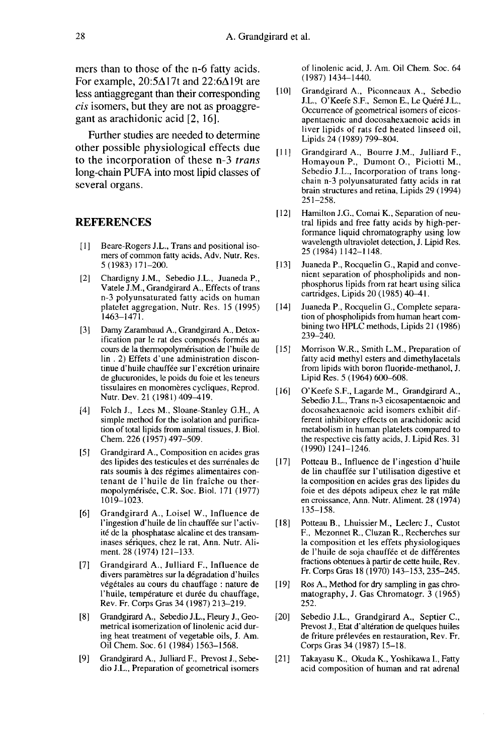mers than to those of the n-6 fatty acids. For example, 20:5Δ17t and 22:6Δ19t are less antiaggregant than their corresponding *cis* isomers, but they are not as proaggregant as arachidonic acid [2, 16].

Further studies are needed to determine other possible physiological effects due to the incorporation of these n-3 *trans* long-chain PUFA into most lipid classes of several organs.

## REFERENCES

[1] Beare-Rogers J.L., Trans and positional isomers of common fatty acids, Adv. Nutr. Res. 5 (1983) 171–200.

[2] Chardigny J.M., Sebedio J.L., Juaneda P., Vatele J.M., Grandgirard A., Effects of trans n-3 polyunsaturated fatty acids on human platelet aggregation, Nutr. Res. 15 (1995) 1463–1471.

[3] Damy Zarambaud A., Grandgirard A., Detoxification par le rat des composés formés au cours de la thermopolymérisation de l'huile de lin . 2) Effets d'une administration discontinue d'huile chauffée sur l'excrétion urinaire de glucuronides, le poids du foie et les teneurs tissulaires en monomères cycliques, Reprod. Nutr. Dev. 21 (1981) 409–419.

[4] Folch J., Lees M., Sloane-Stanley G.H., A simple method for the isolation and purification of total lipids from animal tissues, J. Biol. Chem. 226 (1957) 497–509.

[5] Grandgirard A., Composition en acides gras des lipides des testicules et des surrénales de rats soumis à des régimes alimentaires contenant de l'huile de lin fraîche ou thermopolymérisée, C.R. Soc. Biol. 171 (1977) 1019–1023.

[6] Grandgirard A., Loisel W., Influence de l'ingestion d'huile de lin chauffée sur l'activité de la phosphatase alcaline et des transaminases sériques, chez le rat, Ann. Nutr. Aliment. 28 (1974) 121–133.

[7] Grandgirard A., Julliard F., Influence de divers paramètres sur la dégradation d'huiles végétales au cours du chauffage : nature de l'huile, température et durée du chauffage, Rev. Fr. Corps Gras 34 (1987) 213–219.

[8] Grandgirard A., Sebedio J.L., Fleury J., Geometrical isomerization of linolenic acid during heat treatment of vegetable oils, J. Am. Oil Chem. Soc. 61 (1984) 1563–1568.

[9] Grandgirard A., Julliard F., Prevost J., Sebedio J.L., Preparation of geometrical isomers of linolenic acid, J. Am. Oil Chem. Soc. 64 (1987) 1434–1440.

[10] Grandgirard A., Piconneaux A., Sebedio J.L., O'Keefe S.F., Semon E., Le Quéré J.L., Occurrence of geometrical isomers of eicosapentaenoic and docosahexaenoic acids in liver lipids of rats fed heated linseed oil, Lipids 24 (1989) 799–804.

[11] Grandgirard A., Bourre J.M., Julliard F., Homayoun P., Dumont O., Piciotti M., Sebedio J.L., Incorporation of trans long-chain n-3 polyunsaturated fatty acids in rat brain structures and retina, Lipids 29 (1994) 251–258.

[12] Hamilton J.G., Comai K., Separation of neutral lipids and free fatty acids by high-performance liquid chromatography using low wavelength ultraviolet detection, J. Lipid Res. 25 (1984) 1142–1148.

[13] Juaneda P., Rocquelin G., Rapid and convenient separation of phospholipids and nonphosphorus lipids from rat heart using silica cartridges, Lipids 20 (1985) 40–41.

[14] Juaneda P., Rocquelin G., Complete separation of phospholipids from human heart combining two HPLC methods, Lipids 21 (1986) 239–240.

[15] Morrison W.R., Smith L.M., Preparation of fatty acid methyl esters and dimethylacetals from lipids with boron fluoride-methanol, J. Lipid Res. 5 (1964) 600–608.

[16] O'Keefe S.F., Lagarde M., Grandgirard A., Sebedio J.L., Trans n-3 eicosapentaenoic and docosahexaenoic acid isomers exhibit different inhibitory effects on arachidonic acid metabolism in human platelets compared to the respective cis fatty acids, J. Lipid Res. 31 (1990) 1241–1246.

[17] Potteau B., Influence de l'ingestion d'huile de lin chauffée sur l'utilisation digestive et la composition en acides gras des lipides du foie et des dépots adipeux chez le rat mâle en croissance, Ann. Nutr. Aliment. 28 (1974) 135–158.

[18] Potteau B., Lhuissier M., Leclerc J., Custot F., Mezonnet R., Cluzan R., Recherches sur la composition et les effets physiologiques de l'huile de soja chauffée et de différentes fractions obtenues à partir de cette huile, Rev. Fr. Corps Gras 18 (1970) 143–153, 235–245.

[19] Ros A., Method for dry sampling in gas chromatography, J. Gas Chromatogr. 3 (1965) 252.

[20] Sebedio J.L., Grandgirard A., Septier C., Prevost J., Etat d'altération de quelques huiles de friture prélevées en restauration, Rev. Fr. Corps Gras 34 (1987) 15–18.

[21] Takayasu K., Okuda K., Yoshikawa I., Fatty acid composition of human and rat adrenal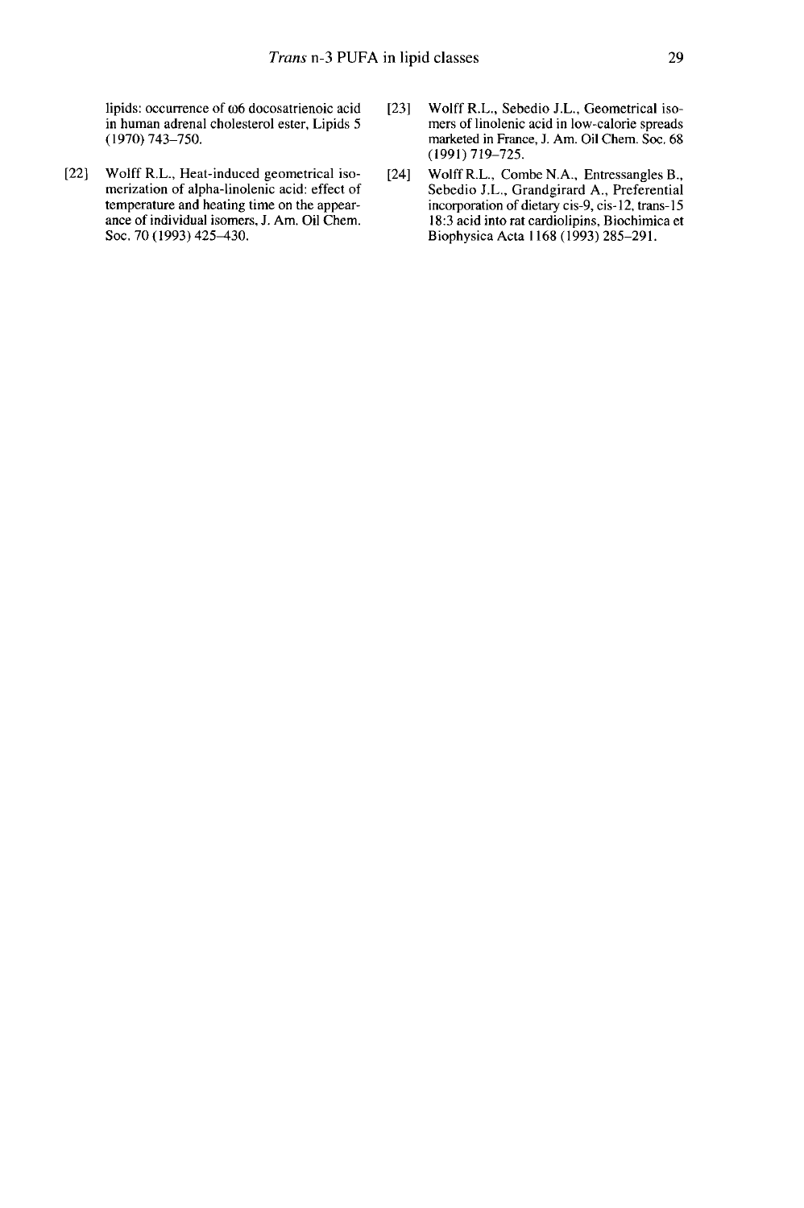lipids: occurrence of ω6 docosatrienoic acid in human adrenal cholesterol ester, Lipids 5 (1970) 743–750.

[22] Wolff R.L., Heat-induced geometrical isomerization of alpha-linolenic acid: effect of temperature and heating time on the appearance of individual isomers, J. Am. Oil Chem. Soc. 70 (1993) 425–430.

[23] Wolff R.L., Sebedio J.L., Geometrical isomers of linolenic acid in low-calorie spreads marketed in France, J. Am. Oil Chem. Soc. 68 (1991) 719–725.

[24] Wolff R.L., Combe N.A., Entressangles B., Sebedio J.L., Grandgirard A., Preferential incorporation of dietary cis-9, cis-12, trans-15 18:3 acid into rat cardiolipins, Biochimica et Biophysica Acta 1168 (1993) 285–291.